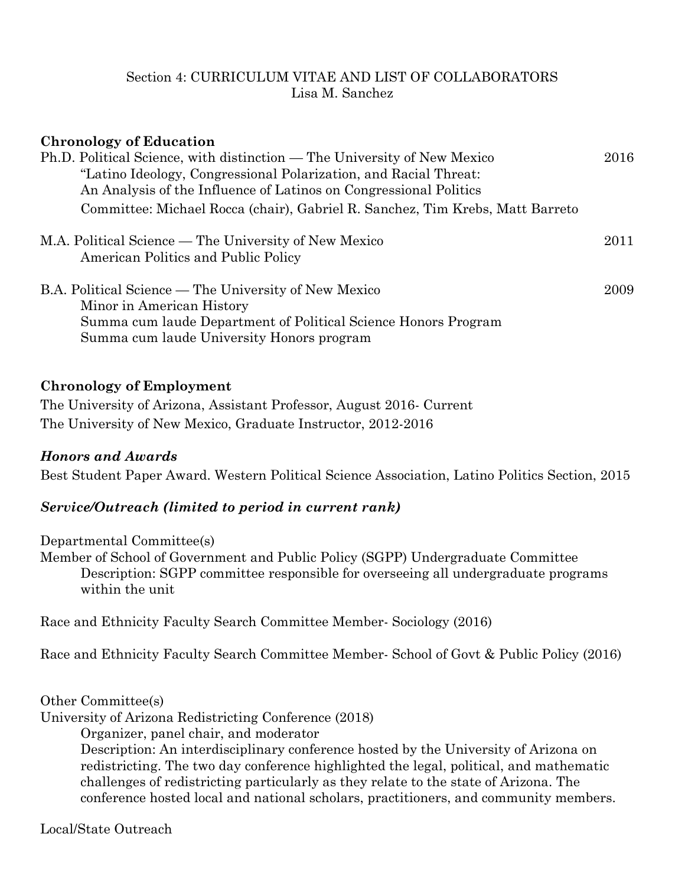Section 4: CURRICULUM VITAE AND LIST OF COLLABORATORS
Lisa M. Sanchez

## Chronology of Education

Ph.D. Political Science, with distinction — The University of New Mexico 2016
"Latino Ideology, Congressional Polarization, and Racial Threat:
An Analysis of the Influence of Latinos on Congressional Politics
Committee: Michael Rocca (chair), Gabriel R. Sanchez, Tim Krebs, Matt Barreto

M.A. Political Science — The University of New Mexico 2011
American Politics and Public Policy

B.A. Political Science — The University of New Mexico 2009
Minor in American History
Summa cum laude Department of Political Science Honors Program
Summa cum laude University Honors program

## Chronology of Employment

The University of Arizona, Assistant Professor, August 2016- Current
The University of New Mexico, Graduate Instructor, 2012-2016

### *Honors and Awards*

Best Student Paper Award. Western Political Science Association, Latino Politics Section, 2015

### *Service/Outreach (limited to period in current rank)*

Departmental Committee(s)
Member of School of Government and Public Policy (SGPP) Undergraduate Committee
Description: SGPP committee responsible for overseeing all undergraduate programs within the unit

Race and Ethnicity Faculty Search Committee Member- Sociology (2016)

Race and Ethnicity Faculty Search Committee Member- School of Govt & Public Policy (2016)

Other Committee(s)
University of Arizona Redistricting Conference (2018)
Organizer, panel chair, and moderator
Description: An interdisciplinary conference hosted by the University of Arizona on redistricting. The two day conference highlighted the legal, political, and mathematic challenges of redistricting particularly as they relate to the state of Arizona. The conference hosted local and national scholars, practitioners, and community members.

Local/State Outreach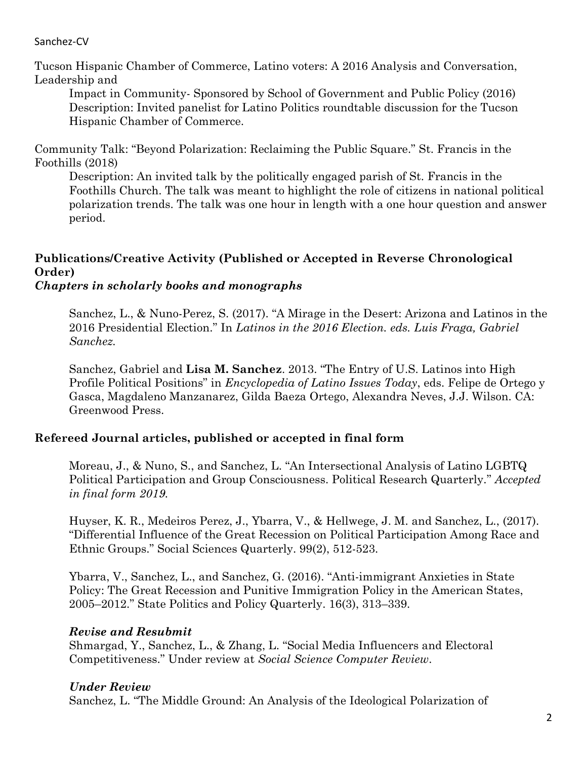Tucson Hispanic Chamber of Commerce, Latino voters: A 2016 Analysis and Conversation, Leadership and

Impact in Community- Sponsored by School of Government and Public Policy (2016)
Description: Invited panelist for Latino Politics roundtable discussion for the Tucson Hispanic Chamber of Commerce.

Community Talk: "Beyond Polarization: Reclaiming the Public Square." St. Francis in the Foothills (2018)

Description: An invited talk by the politically engaged parish of St. Francis in the Foothills Church. The talk was meant to highlight the role of citizens in national political polarization trends. The talk was one hour in length with a one hour question and answer period.

**Publications/Creative Activity (Published or Accepted in Reverse Chronological Order)**
***Chapters in scholarly books and monographs***

Sanchez, L., & Nuno-Perez, S. (2017). "A Mirage in the Desert: Arizona and Latinos in the 2016 Presidential Election." In *Latinos in the 2016 Election. eds. Luis Fraga, Gabriel Sanchez.*

Sanchez, Gabriel and **Lisa M. Sanchez**. 2013. "The Entry of U.S. Latinos into High Profile Political Positions" in *Encyclopedia of Latino Issues Today*, eds. Felipe de Ortego y Gasca, Magdaleno Manzanarez, Gilda Baeza Ortego, Alexandra Neves, J.J. Wilson. CA: Greenwood Press.

**Refereed Journal articles, published or accepted in final form**

Moreau, J., & Nuno, S., and Sanchez, L. "An Intersectional Analysis of Latino LGBTQ Political Participation and Group Consciousness. Political Research Quarterly." *Accepted in final form 2019.*

Huyser, K. R., Medeiros Perez, J., Ybarra, V., & Hellwege, J. M. and Sanchez, L., (2017). "Differential Influence of the Great Recession on Political Participation Among Race and Ethnic Groups." Social Sciences Quarterly. 99(2), 512-523.

Ybarra, V., Sanchez, L., and Sanchez, G. (2016). "Anti-immigrant Anxieties in State Policy: The Great Recession and Punitive Immigration Policy in the American States, 2005–2012." State Politics and Policy Quarterly. 16(3), 313–339.

***Revise and Resubmit***
Shmargad, Y., Sanchez, L., & Zhang, L. "Social Media Influencers and Electoral Competitiveness." Under review at *Social Science Computer Review*.

***Under Review***
Sanchez, L. "The Middle Ground: An Analysis of the Ideological Polarization of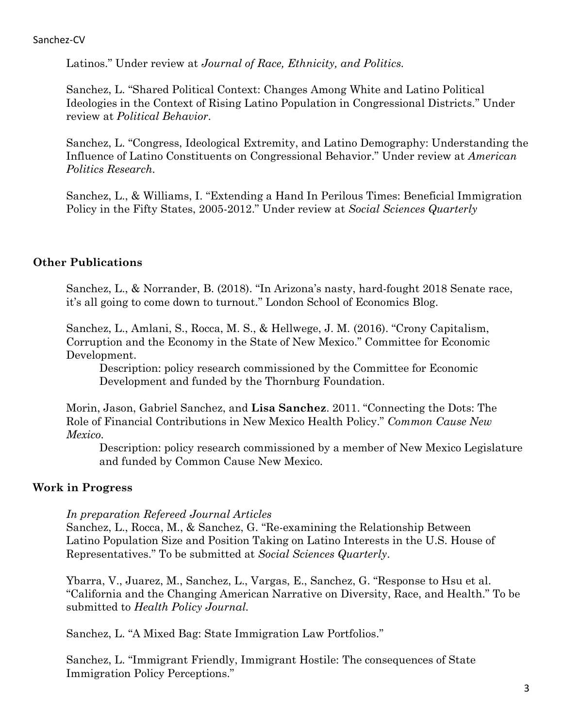Latinos." Under review at *Journal of Race, Ethnicity, and Politics*.

Sanchez, L. "Shared Political Context: Changes Among White and Latino Political Ideologies in the Context of Rising Latino Population in Congressional Districts." Under review at *Political Behavior*.

Sanchez, L. "Congress, Ideological Extremity, and Latino Demography: Understanding the Influence of Latino Constituents on Congressional Behavior." Under review at *American Politics Research*.

Sanchez, L., & Williams, I. "Extending a Hand In Perilous Times: Beneficial Immigration Policy in the Fifty States, 2005-2012." Under review at *Social Sciences Quarterly*

## Other Publications

Sanchez, L., & Norrander, B. (2018). "In Arizona's nasty, hard-fought 2018 Senate race, it's all going to come down to turnout." London School of Economics Blog.

Sanchez, L., Amlani, S., Rocca, M. S., & Hellwege, J. M. (2016). "Crony Capitalism, Corruption and the Economy in the State of New Mexico." Committee for Economic Development.

Description: policy research commissioned by the Committee for Economic Development and funded by the Thornburg Foundation.

Morin, Jason, Gabriel Sanchez, and **Lisa Sanchez**. 2011. "Connecting the Dots: The Role of Financial Contributions in New Mexico Health Policy." *Common Cause New Mexico*.

Description: policy research commissioned by a member of New Mexico Legislature and funded by Common Cause New Mexico.

## Work in Progress

*In preparation Refereed Journal Articles*

Sanchez, L., Rocca, M., & Sanchez, G. "Re-examining the Relationship Between Latino Population Size and Position Taking on Latino Interests in the U.S. House of Representatives." To be submitted at *Social Sciences Quarterly*.

Ybarra, V., Juarez, M., Sanchez, L., Vargas, E., Sanchez, G. "Response to Hsu et al. "California and the Changing American Narrative on Diversity, Race, and Health." To be submitted to *Health Policy Journal*.

Sanchez, L. "A Mixed Bag: State Immigration Law Portfolios."

Sanchez, L. "Immigrant Friendly, Immigrant Hostile: The consequences of State Immigration Policy Perceptions."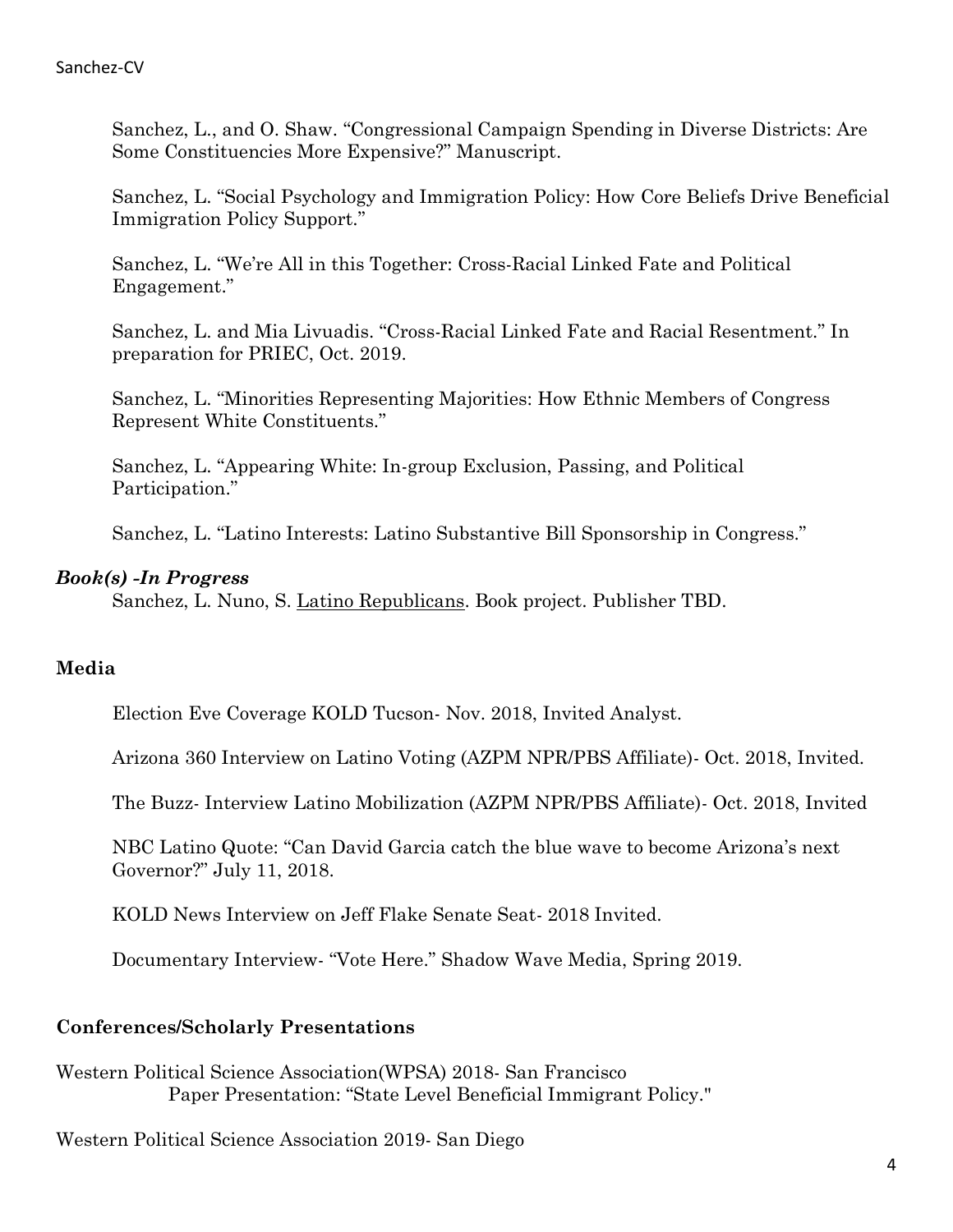Sanchez, L., and O. Shaw. "Congressional Campaign Spending in Diverse Districts: Are Some Constituencies More Expensive?" Manuscript.

Sanchez, L. "Social Psychology and Immigration Policy: How Core Beliefs Drive Beneficial Immigration Policy Support."

Sanchez, L. "We're All in this Together: Cross-Racial Linked Fate and Political Engagement."

Sanchez, L. and Mia Livuadis. "Cross-Racial Linked Fate and Racial Resentment." In preparation for PRIEC, Oct. 2019.

Sanchez, L. "Minorities Representing Majorities: How Ethnic Members of Congress Represent White Constituents."

Sanchez, L. "Appearing White: In-group Exclusion, Passing, and Political Participation."

Sanchez, L. "Latino Interests: Latino Substantive Bill Sponsorship in Congress."

### *Book(s) -In Progress*

Sanchez, L. Nuno, S. <u>Latino Republicans</u>. Book project. Publisher TBD.

## Media

Election Eve Coverage KOLD Tucson- Nov. 2018, Invited Analyst.

Arizona 360 Interview on Latino Voting (AZPM NPR/PBS Affiliate)- Oct. 2018, Invited.

The Buzz- Interview Latino Mobilization (AZPM NPR/PBS Affiliate)- Oct. 2018, Invited

NBC Latino Quote: "Can David Garcia catch the blue wave to become Arizona's next Governor?" July 11, 2018.

KOLD News Interview on Jeff Flake Senate Seat- 2018 Invited.

Documentary Interview- "Vote Here." Shadow Wave Media, Spring 2019.

## Conferences/Scholarly Presentations

Western Political Science Association(WPSA) 2018- San Francisco
Paper Presentation: "State Level Beneficial Immigrant Policy."

Western Political Science Association 2019- San Diego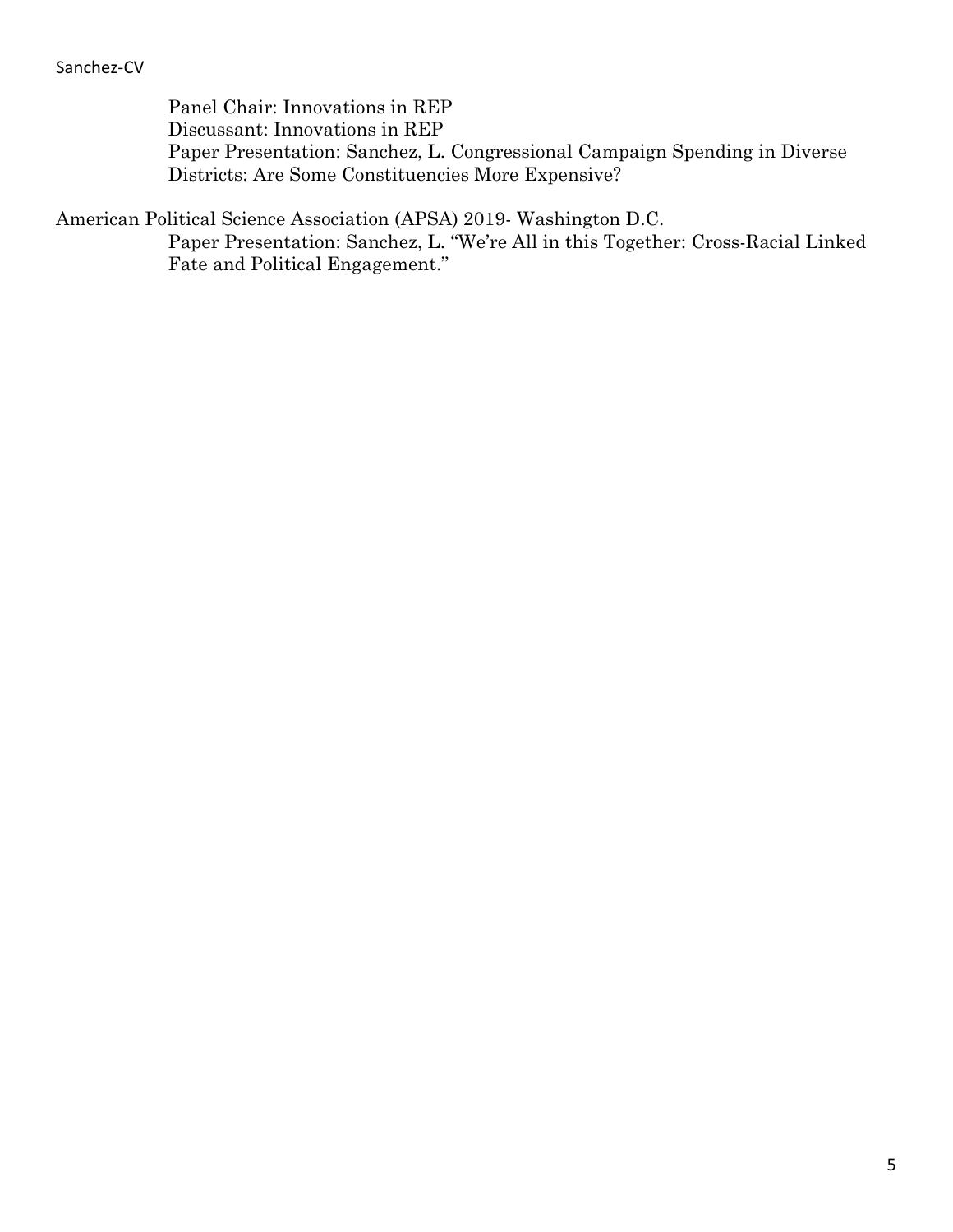Panel Chair: Innovations in REP
Discussant: Innovations in REP
Paper Presentation: Sanchez, L. Congressional Campaign Spending in Diverse Districts: Are Some Constituencies More Expensive?

American Political Science Association (APSA) 2019- Washington D.C.

Paper Presentation: Sanchez, L. "We're All in this Together: Cross-Racial Linked Fate and Political Engagement."